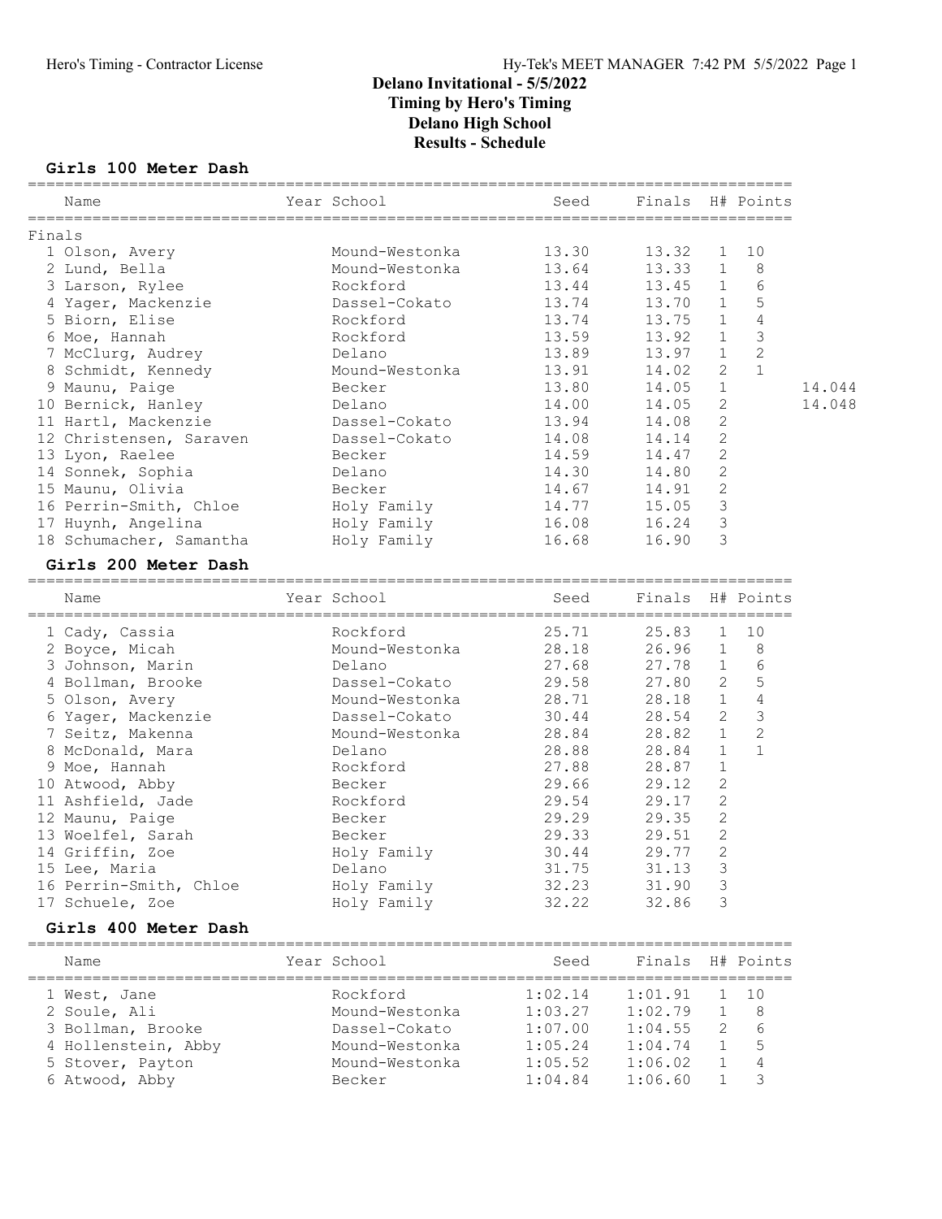# Delano Invitational - 5/5/2022
## Timing by Hero's Timing
## Delano High School
## Results - Schedule

### Girls 100 Meter Dash

Finals

| | Name | Year | School | Seed | Finals | H# | Points | |
|---|---|---|---|---|---|---|---|---|
| 1 | Olson, Avery | | Mound-Westonka | 13.30 | 13.32 | 1 | 10 | |
| 2 | Lund, Bella | | Mound-Westonka | 13.64 | 13.33 | 1 | 8 | |
| 3 | Larson, Rylee | | Rockford | 13.44 | 13.45 | 1 | 6 | |
| 4 | Yager, Mackenzie | | Dassel-Cokato | 13.74 | 13.70 | 1 | 5 | |
| 5 | Biorn, Elise | | Rockford | 13.74 | 13.75 | 1 | 4 | |
| 6 | Moe, Hannah | | Rockford | 13.59 | 13.92 | 1 | 3 | |
| 7 | McClurg, Audrey | | Delano | 13.89 | 13.97 | 1 | 2 | |
| 8 | Schmidt, Kennedy | | Mound-Westonka | 13.91 | 14.02 | 2 | 1 | |
| 9 | Maunu, Paige | | Becker | 13.80 | 14.05 | 1 | | 14.044 |
| 10 | Bernick, Hanley | | Delano | 14.00 | 14.05 | 2 | | 14.048 |
| 11 | Hartl, Mackenzie | | Dassel-Cokato | 13.94 | 14.08 | 2 | | |
| 12 | Christensen, Saraven | | Dassel-Cokato | 14.08 | 14.14 | 2 | | |
| 13 | Lyon, Raelee | | Becker | 14.59 | 14.47 | 2 | | |
| 14 | Sonnek, Sophia | | Delano | 14.30 | 14.80 | 2 | | |
| 15 | Maunu, Olivia | | Becker | 14.67 | 14.91 | 2 | | |
| 16 | Perrin-Smith, Chloe | | Holy Family | 14.77 | 15.05 | 3 | | |
| 17 | Huynh, Angelina | | Holy Family | 16.08 | 16.24 | 3 | | |
| 18 | Schumacher, Samantha | | Holy Family | 16.68 | 16.90 | 3 | | |

### Girls 200 Meter Dash

| | Name | Year | School | Seed | Finals | H# | Points |
|---|---|---|---|---|---|---|---|
| 1 | Cady, Cassia | | Rockford | 25.71 | 25.83 | 1 | 10 |
| 2 | Boyce, Micah | | Mound-Westonka | 28.18 | 26.96 | 1 | 8 |
| 3 | Johnson, Marin | | Delano | 27.68 | 27.78 | 1 | 6 |
| 4 | Bollman, Brooke | | Dassel-Cokato | 29.58 | 27.80 | 2 | 5 |
| 5 | Olson, Avery | | Mound-Westonka | 28.71 | 28.18 | 1 | 4 |
| 6 | Yager, Mackenzie | | Dassel-Cokato | 30.44 | 28.54 | 2 | 3 |
| 7 | Seitz, Makenna | | Mound-Westonka | 28.84 | 28.82 | 1 | 2 |
| 8 | McDonald, Mara | | Delano | 28.88 | 28.84 | 1 | 1 |
| 9 | Moe, Hannah | | Rockford | 27.88 | 28.87 | 1 | |
| 10 | Atwood, Abby | | Becker | 29.66 | 29.12 | 2 | |
| 11 | Ashfield, Jade | | Rockford | 29.54 | 29.17 | 2 | |
| 12 | Maunu, Paige | | Becker | 29.29 | 29.35 | 2 | |
| 13 | Woelfel, Sarah | | Becker | 29.33 | 29.51 | 2 | |
| 14 | Griffin, Zoe | | Holy Family | 30.44 | 29.77 | 2 | |
| 15 | Lee, Maria | | Delano | 31.75 | 31.13 | 3 | |
| 16 | Perrin-Smith, Chloe | | Holy Family | 32.23 | 31.90 | 3 | |
| 17 | Schuele, Zoe | | Holy Family | 32.22 | 32.86 | 3 | |

### Girls 400 Meter Dash

| | Name | Year | School | Seed | Finals | H# | Points |
|---|---|---|---|---|---|---|---|
| 1 | West, Jane | | Rockford | 1:02.14 | 1:01.91 | 1 | 10 |
| 2 | Soule, Ali | | Mound-Westonka | 1:03.27 | 1:02.79 | 1 | 8 |
| 3 | Bollman, Brooke | | Dassel-Cokato | 1:07.00 | 1:04.55 | 2 | 6 |
| 4 | Hollenstein, Abby | | Mound-Westonka | 1:05.24 | 1:04.74 | 1 | 5 |
| 5 | Stover, Payton | | Mound-Westonka | 1:05.52 | 1:06.02 | 1 | 4 |
| 6 | Atwood, Abby | | Becker | 1:04.84 | 1:06.60 | 1 | 3 |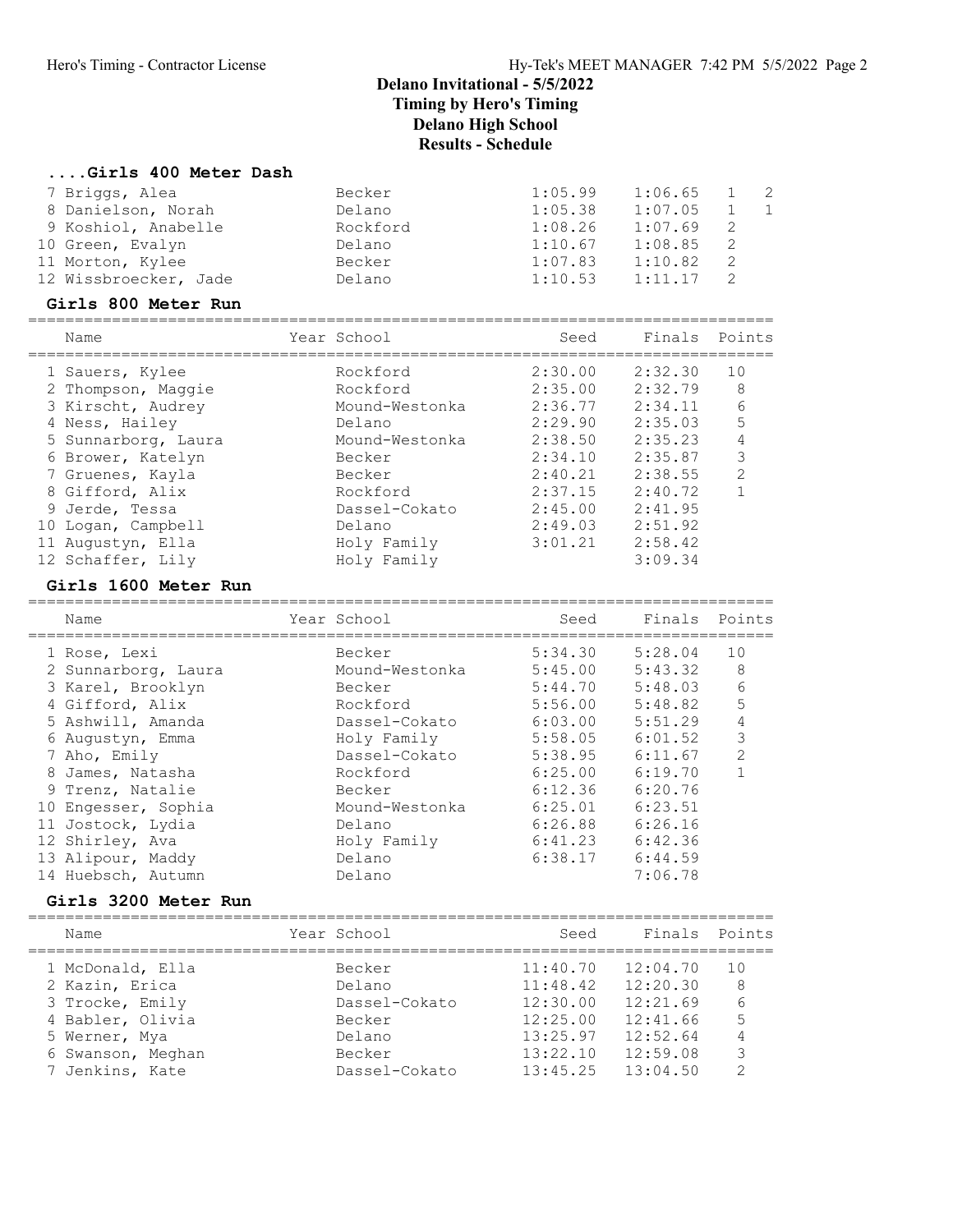# Delano Invitational - 5/5/2022
## Timing by Hero's Timing
## Delano High School
## Results - Schedule

### ....Girls 400 Meter Dash

| Name | Year School | Seed | Finals | H# | Points |
|---|---|---|---|---|---|
| 7 Briggs, Alea | Becker | 1:05.99 | 1:06.65 | 1 | 2 |
| 8 Danielson, Norah | Delano | 1:05.38 | 1:07.05 | 1 | 1 |
| 9 Koshiol, Anabelle | Rockford | 1:08.26 | 1:07.69 | 2 | |
| 10 Green, Evalyn | Delano | 1:10.67 | 1:08.85 | 2 | |
| 11 Morton, Kylee | Becker | 1:07.83 | 1:10.82 | 2 | |
| 12 Wissbroecker, Jade | Delano | 1:10.53 | 1:11.17 | 2 | |

### Girls 800 Meter Run

| Name | Year School | Seed | Finals | Points |
|---|---|---|---|---|
| 1 Sauers, Kylee | Rockford | 2:30.00 | 2:32.30 | 10 |
| 2 Thompson, Maggie | Rockford | 2:35.00 | 2:32.79 | 8 |
| 3 Kirscht, Audrey | Mound-Westonka | 2:36.77 | 2:34.11 | 6 |
| 4 Ness, Hailey | Delano | 2:29.90 | 2:35.03 | 5 |
| 5 Sunnarborg, Laura | Mound-Westonka | 2:38.50 | 2:35.23 | 4 |
| 6 Brower, Katelyn | Becker | 2:34.10 | 2:35.87 | 3 |
| 7 Gruenes, Kayla | Becker | 2:40.21 | 2:38.55 | 2 |
| 8 Gifford, Alix | Rockford | 2:37.15 | 2:40.72 | 1 |
| 9 Jerde, Tessa | Dassel-Cokato | 2:45.00 | 2:41.95 | |
| 10 Logan, Campbell | Delano | 2:49.03 | 2:51.92 | |
| 11 Augustyn, Ella | Holy Family | 3:01.21 | 2:58.42 | |
| 12 Schaffer, Lily | Holy Family | | 3:09.34 | |

### Girls 1600 Meter Run

| Name | Year School | Seed | Finals | Points |
|---|---|---|---|---|
| 1 Rose, Lexi | Becker | 5:34.30 | 5:28.04 | 10 |
| 2 Sunnarborg, Laura | Mound-Westonka | 5:45.00 | 5:43.32 | 8 |
| 3 Karel, Brooklyn | Becker | 5:44.70 | 5:48.03 | 6 |
| 4 Gifford, Alix | Rockford | 5:56.00 | 5:48.82 | 5 |
| 5 Ashwill, Amanda | Dassel-Cokato | 6:03.00 | 5:51.29 | 4 |
| 6 Augustyn, Emma | Holy Family | 5:58.05 | 6:01.52 | 3 |
| 7 Aho, Emily | Dassel-Cokato | 5:38.95 | 6:11.67 | 2 |
| 8 James, Natasha | Rockford | 6:25.00 | 6:19.70 | 1 |
| 9 Trenz, Natalie | Becker | 6:12.36 | 6:20.76 | |
| 10 Engesser, Sophia | Mound-Westonka | 6:25.01 | 6:23.51 | |
| 11 Jostock, Lydia | Delano | 6:26.88 | 6:26.16 | |
| 12 Shirley, Ava | Holy Family | 6:41.23 | 6:42.36 | |
| 13 Alipour, Maddy | Delano | 6:38.17 | 6:44.59 | |
| 14 Huebsch, Autumn | Delano | | 7:06.78 | |

### Girls 3200 Meter Run

| Name | Year School | Seed | Finals | Points |
|---|---|---|---|---|
| 1 McDonald, Ella | Becker | 11:40.70 | 12:04.70 | 10 |
| 2 Kazin, Erica | Delano | 11:48.42 | 12:20.30 | 8 |
| 3 Trocke, Emily | Dassel-Cokato | 12:30.00 | 12:21.69 | 6 |
| 4 Babler, Olivia | Becker | 12:25.00 | 12:41.66 | 5 |
| 5 Werner, Mya | Delano | 13:25.97 | 12:52.64 | 4 |
| 6 Swanson, Meghan | Becker | 13:22.10 | 12:59.08 | 3 |
| 7 Jenkins, Kate | Dassel-Cokato | 13:45.25 | 13:04.50 | 2 |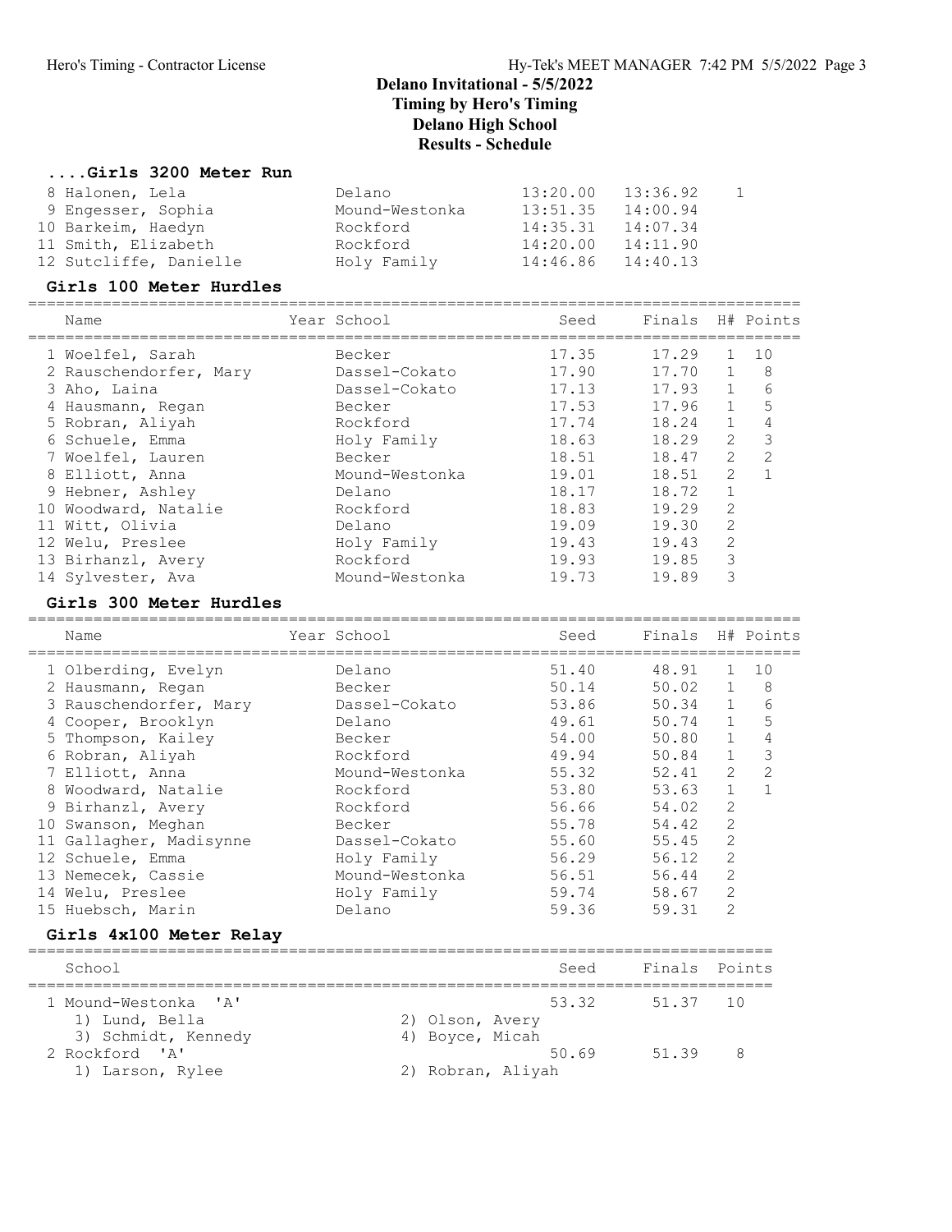# Delano Invitational - 5/5/2022
## Timing by Hero's Timing
## Delano High School
## Results - Schedule

### ....Girls 3200 Meter Run

| | Name | Year | School | Seed | Finals | Points |
|---|---|---|---|---|---|---|
| 8 | Halonen, Lela | | Delano | 13:20.00 | 13:36.92 | 1 |
| 9 | Engesser, Sophia | | Mound-Westonka | 13:51.35 | 14:00.94 | |
| 10 | Barkeim, Haedyn | | Rockford | 14:35.31 | 14:07.34 | |
| 11 | Smith, Elizabeth | | Rockford | 14:20.00 | 14:11.90 | |
| 12 | Sutcliffe, Danielle | | Holy Family | 14:46.86 | 14:40.13 | |

### Girls 100 Meter Hurdles

| | Name | Year | School | Seed | Finals | H# | Points |
|---|---|---|---|---|---|---|---|
| 1 | Woelfel, Sarah | | Becker | 17.35 | 17.29 | 1 | 10 |
| 2 | Rauschendorfer, Mary | | Dassel-Cokato | 17.90 | 17.70 | 1 | 8 |
| 3 | Aho, Laina | | Dassel-Cokato | 17.13 | 17.93 | 1 | 6 |
| 4 | Hausmann, Regan | | Becker | 17.53 | 17.96 | 1 | 5 |
| 5 | Robran, Aliyah | | Rockford | 17.74 | 18.24 | 1 | 4 |
| 6 | Schuele, Emma | | Holy Family | 18.63 | 18.29 | 2 | 3 |
| 7 | Woelfel, Lauren | | Becker | 18.51 | 18.47 | 2 | 2 |
| 8 | Elliott, Anna | | Mound-Westonka | 19.01 | 18.51 | 2 | 1 |
| 9 | Hebner, Ashley | | Delano | 18.17 | 18.72 | 1 | |
| 10 | Woodward, Natalie | | Rockford | 18.83 | 19.29 | 2 | |
| 11 | Witt, Olivia | | Delano | 19.09 | 19.30 | 2 | |
| 12 | Welu, Preslee | | Holy Family | 19.43 | 19.43 | 2 | |
| 13 | Birhanzl, Avery | | Rockford | 19.93 | 19.85 | 3 | |
| 14 | Sylvester, Ava | | Mound-Westonka | 19.73 | 19.89 | 3 | |

### Girls 300 Meter Hurdles

| | Name | Year | School | Seed | Finals | H# | Points |
|---|---|---|---|---|---|---|---|
| 1 | Olberding, Evelyn | | Delano | 51.40 | 48.91 | 1 | 10 |
| 2 | Hausmann, Regan | | Becker | 50.14 | 50.02 | 1 | 8 |
| 3 | Rauschendorfer, Mary | | Dassel-Cokato | 53.86 | 50.34 | 1 | 6 |
| 4 | Cooper, Brooklyn | | Delano | 49.61 | 50.74 | 1 | 5 |
| 5 | Thompson, Kailey | | Becker | 54.00 | 50.80 | 1 | 4 |
| 6 | Robran, Aliyah | | Rockford | 49.94 | 50.84 | 1 | 3 |
| 7 | Elliott, Anna | | Mound-Westonka | 55.32 | 52.41 | 2 | 2 |
| 8 | Woodward, Natalie | | Rockford | 53.80 | 53.63 | 1 | 1 |
| 9 | Birhanzl, Avery | | Rockford | 56.66 | 54.02 | 2 | |
| 10 | Swanson, Meghan | | Becker | 55.78 | 54.42 | 2 | |
| 11 | Gallagher, Madisynne | | Dassel-Cokato | 55.60 | 55.45 | 2 | |
| 12 | Schuele, Emma | | Holy Family | 56.29 | 56.12 | 2 | |
| 13 | Nemecek, Cassie | | Mound-Westonka | 56.51 | 56.44 | 2 | |
| 14 | Welu, Preslee | | Holy Family | 59.74 | 58.67 | 2 | |
| 15 | Huebsch, Marin | | Delano | 59.36 | 59.31 | 2 | |

### Girls 4x100 Meter Relay

| | School | Seed | Finals | Points |
|---|---|---|---|---|
| 1 | Mound-Westonka 'A' | 53.32 | 51.37 | 10 |
| | 1) Lund, Bella; 2) Olson, Avery; 3) Schmidt, Kennedy; 4) Boyce, Micah | | | |
| 2 | Rockford 'A' | 50.69 | 51.39 | 8 |
| | 1) Larson, Rylee; 2) Robran, Aliyah | | | |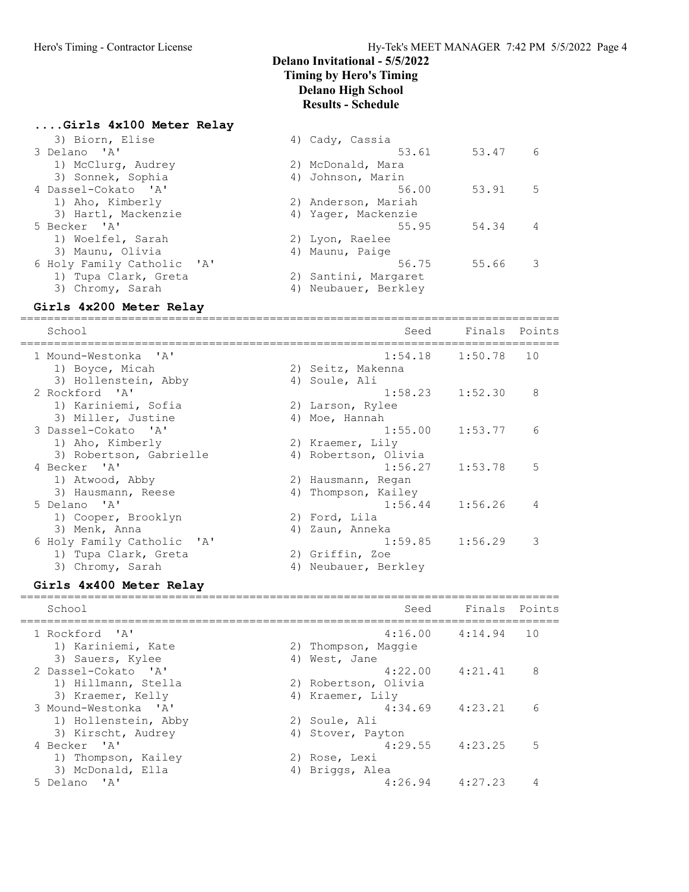# Delano Invitational - 5/5/2022
## Timing by Hero's Timing
## Delano High School
## Results - Schedule

### ....Girls 4x100 Meter Relay

| School | Seed | Finals | Points |
|---|---|---|---|
| 3) Biorn, Elise / 4) Cady, Cassia | | | |
| 3 Delano 'A' | 53.61 | 53.47 | 6 |
| 1) McClurg, Audrey / 2) McDonald, Mara / 3) Sonnek, Sophia / 4) Johnson, Marin | | | |
| 4 Dassel-Cokato 'A' | 56.00 | 53.91 | 5 |
| 1) Aho, Kimberly / 2) Anderson, Mariah / 3) Hartl, Mackenzie / 4) Yager, Mackenzie | | | |
| 5 Becker 'A' | 55.95 | 54.34 | 4 |
| 1) Woelfel, Sarah / 2) Lyon, Raelee / 3) Maunu, Olivia / 4) Maunu, Paige | | | |
| 6 Holy Family Catholic 'A' | 56.75 | 55.66 | 3 |
| 1) Tupa Clark, Greta / 2) Santini, Margaret / 3) Chromy, Sarah / 4) Neubauer, Berkley | | | |

### Girls 4x200 Meter Relay

| School | Seed | Finals | Points |
|---|---|---|---|
| 1 Mound-Westonka 'A' | 1:54.18 | 1:50.78 | 10 |
| 1) Boyce, Micah / 2) Seitz, Makenna / 3) Hollenstein, Abby / 4) Soule, Ali | | | |
| 2 Rockford 'A' | 1:58.23 | 1:52.30 | 8 |
| 1) Kariniemi, Sofia / 2) Larson, Rylee / 3) Miller, Justine / 4) Moe, Hannah | | | |
| 3 Dassel-Cokato 'A' | 1:55.00 | 1:53.77 | 6 |
| 1) Aho, Kimberly / 2) Kraemer, Lily / 3) Robertson, Gabrielle / 4) Robertson, Olivia | | | |
| 4 Becker 'A' | 1:56.27 | 1:53.78 | 5 |
| 1) Atwood, Abby / 2) Hausmann, Regan / 3) Hausmann, Reese / 4) Thompson, Kailey | | | |
| 5 Delano 'A' | 1:56.44 | 1:56.26 | 4 |
| 1) Cooper, Brooklyn / 2) Ford, Lila / 3) Menk, Anna / 4) Zaun, Anneka | | | |
| 6 Holy Family Catholic 'A' | 1:59.85 | 1:56.29 | 3 |
| 1) Tupa Clark, Greta / 2) Griffin, Zoe / 3) Chromy, Sarah / 4) Neubauer, Berkley | | | |

### Girls 4x400 Meter Relay

| School | Seed | Finals | Points |
|---|---|---|---|
| 1 Rockford 'A' | 4:16.00 | 4:14.94 | 10 |
| 1) Kariniemi, Kate / 2) Thompson, Maggie / 3) Sauers, Kylee / 4) West, Jane | | | |
| 2 Dassel-Cokato 'A' | 4:22.00 | 4:21.41 | 8 |
| 1) Hillmann, Stella / 2) Robertson, Olivia / 3) Kraemer, Kelly / 4) Kraemer, Lily | | | |
| 3 Mound-Westonka 'A' | 4:34.69 | 4:23.21 | 6 |
| 1) Hollenstein, Abby / 2) Soule, Ali / 3) Kirscht, Audrey / 4) Stover, Payton | | | |
| 4 Becker 'A' | 4:29.55 | 4:23.25 | 5 |
| 1) Thompson, Kailey / 2) Rose, Lexi / 3) McDonald, Ella / 4) Briggs, Alea | | | |
| 5 Delano 'A' | 4:26.94 | 4:27.23 | 4 |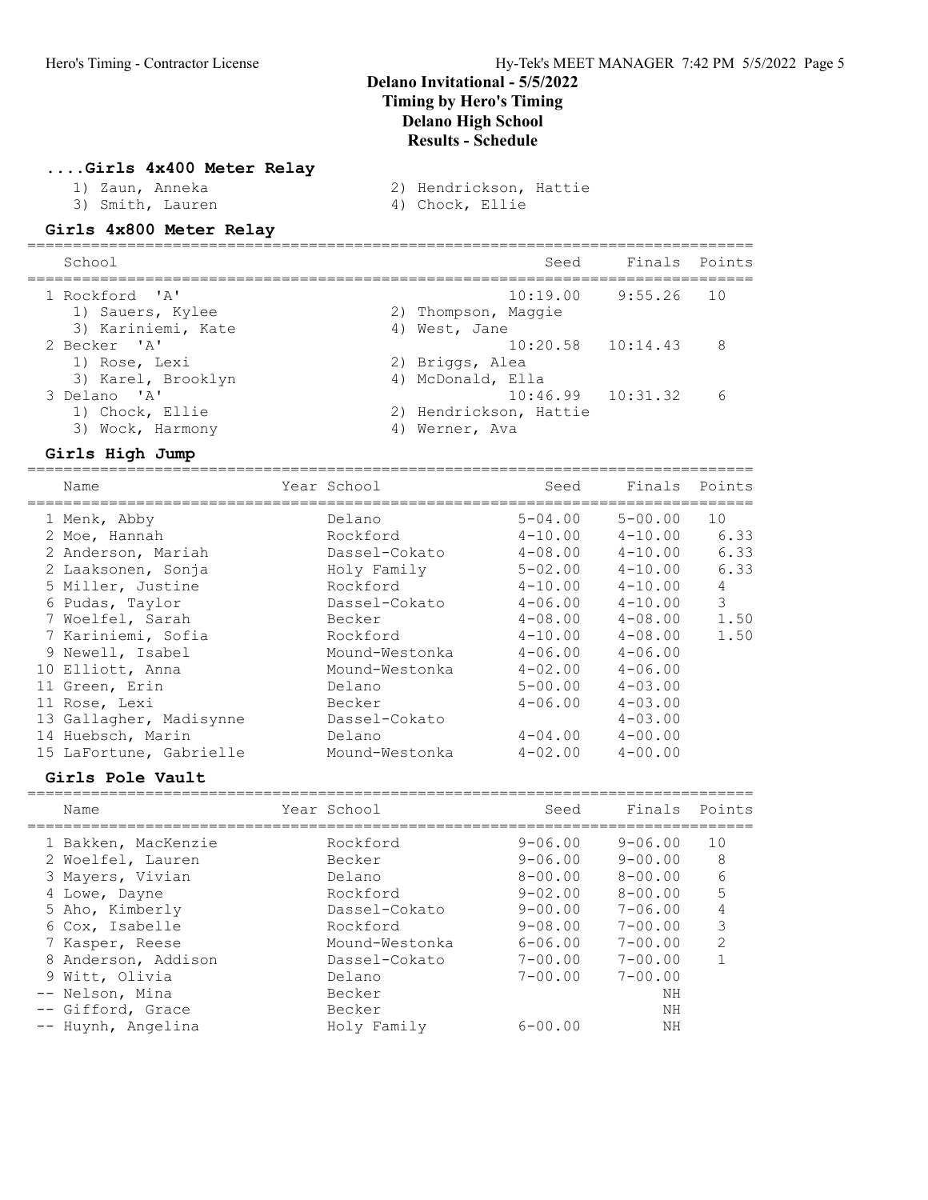# Delano Invitational - 5/5/2022
## Timing by Hero's Timing
## Delano High School
## Results - Schedule

### ....Girls 4x400 Meter Relay

1) Zaun, Anneka
2) Hendrickson, Hattie
3) Smith, Lauren
4) Chock, Ellie

### Girls 4x800 Meter Relay

| | School | Seed | Finals | Points |
|---|---|---|---|---|
| 1 | Rockford 'A' | 10:19.00 | 9:55.26 | 10 |
| | 1) Sauers, Kylee; 2) Thompson, Maggie; 3) Kariniemi, Kate; 4) West, Jane | | | |
| 2 | Becker 'A' | 10:20.58 | 10:14.43 | 8 |
| | 1) Rose, Lexi; 2) Briggs, Alea; 3) Karel, Brooklyn; 4) McDonald, Ella | | | |
| 3 | Delano 'A' | 10:46.99 | 10:31.32 | 6 |
| | 1) Chock, Ellie; 2) Hendrickson, Hattie; 3) Wock, Harmony; 4) Werner, Ava | | | |

### Girls High Jump

| | Name | Year | School | Seed | Finals | Points |
|---|---|---|---|---|---|---|
| 1 | Menk, Abby | | Delano | 5-04.00 | 5-00.00 | 10 |
| 2 | Moe, Hannah | | Rockford | 4-10.00 | 4-10.00 | 6.33 |
| 2 | Anderson, Mariah | | Dassel-Cokato | 4-08.00 | 4-10.00 | 6.33 |
| 2 | Laaksonen, Sonja | | Holy Family | 5-02.00 | 4-10.00 | 6.33 |
| 5 | Miller, Justine | | Rockford | 4-10.00 | 4-10.00 | 4 |
| 6 | Pudas, Taylor | | Dassel-Cokato | 4-06.00 | 4-10.00 | 3 |
| 7 | Woelfel, Sarah | | Becker | 4-08.00 | 4-08.00 | 1.50 |
| 7 | Kariniemi, Sofia | | Rockford | 4-10.00 | 4-08.00 | 1.50 |
| 9 | Newell, Isabel | | Mound-Westonka | 4-06.00 | 4-06.00 | |
| 10 | Elliott, Anna | | Mound-Westonka | 4-02.00 | 4-06.00 | |
| 11 | Green, Erin | | Delano | 5-00.00 | 4-03.00 | |
| 11 | Rose, Lexi | | Becker | 4-06.00 | 4-03.00 | |
| 13 | Gallagher, Madisynne | | Dassel-Cokato | | 4-03.00 | |
| 14 | Huebsch, Marin | | Delano | 4-04.00 | 4-00.00 | |
| 15 | LaFortune, Gabrielle | | Mound-Westonka | 4-02.00 | 4-00.00 | |

### Girls Pole Vault

| | Name | Year | School | Seed | Finals | Points |
|---|---|---|---|---|---|---|
| 1 | Bakken, MacKenzie | | Rockford | 9-06.00 | 9-06.00 | 10 |
| 2 | Woelfel, Lauren | | Becker | 9-06.00 | 9-00.00 | 8 |
| 3 | Mayers, Vivian | | Delano | 8-00.00 | 8-00.00 | 6 |
| 4 | Lowe, Dayne | | Rockford | 9-02.00 | 8-00.00 | 5 |
| 5 | Aho, Kimberly | | Dassel-Cokato | 9-00.00 | 7-06.00 | 4 |
| 6 | Cox, Isabelle | | Rockford | 9-08.00 | 7-00.00 | 3 |
| 7 | Kasper, Reese | | Mound-Westonka | 6-06.00 | 7-00.00 | 2 |
| 8 | Anderson, Addison | | Dassel-Cokato | 7-00.00 | 7-00.00 | 1 |
| 9 | Witt, Olivia | | Delano | 7-00.00 | 7-00.00 | |
| -- | Nelson, Mina | | Becker | | NH | |
| -- | Gifford, Grace | | Becker | | NH | |
| -- | Huynh, Angelina | | Holy Family | 6-00.00 | NH | |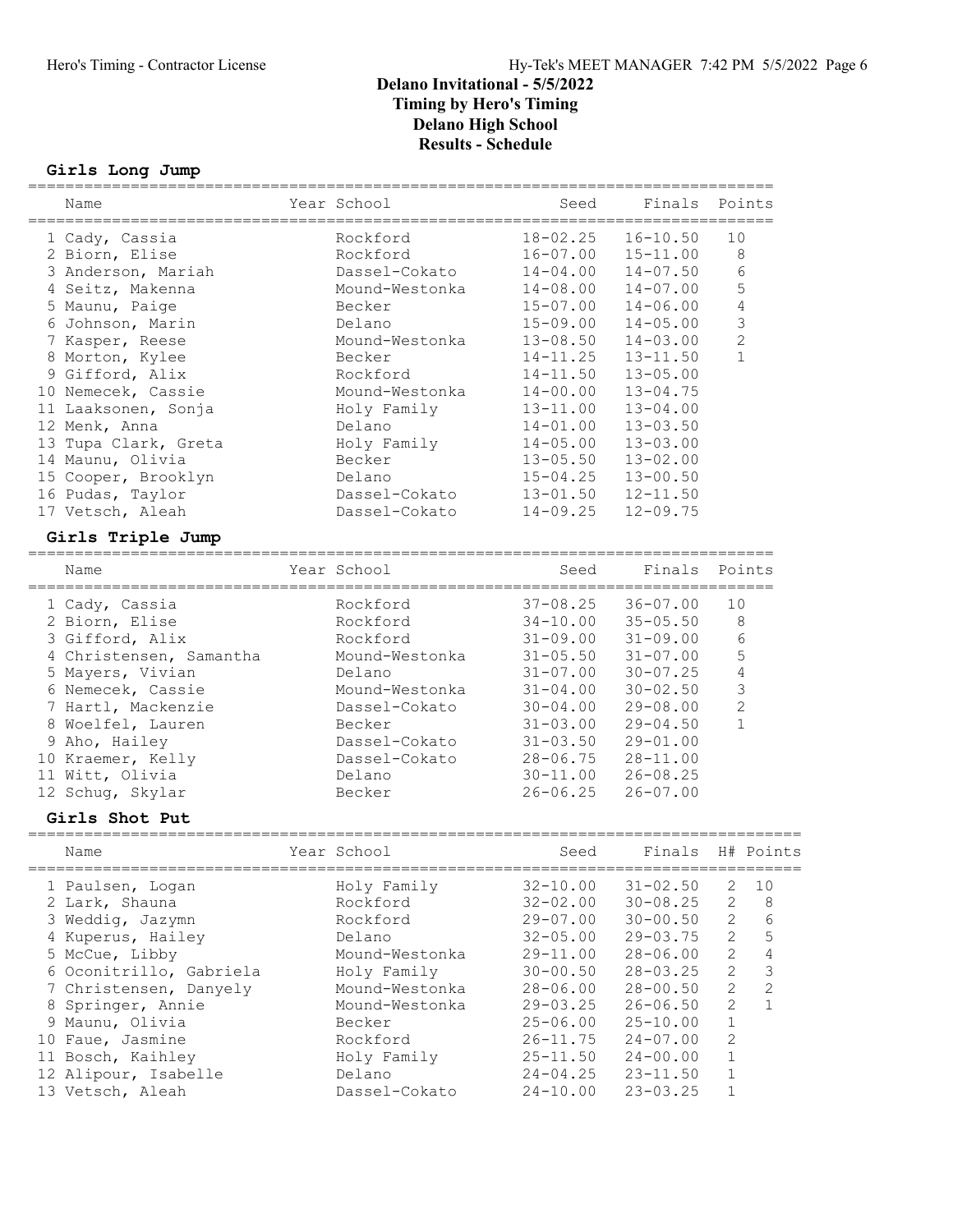# Delano Invitational - 5/5/2022
## Timing by Hero's Timing
## Delano High School
## Results - Schedule

### Girls Long Jump

| | Name | Year | School | Seed | Finals | Points |
|---|---|---|---|---|---|---|
| 1 | Cady, Cassia | | Rockford | 18-02.25 | 16-10.50 | 10 |
| 2 | Biorn, Elise | | Rockford | 16-07.00 | 15-11.00 | 8 |
| 3 | Anderson, Mariah | | Dassel-Cokato | 14-04.00 | 14-07.50 | 6 |
| 4 | Seitz, Makenna | | Mound-Westonka | 14-08.00 | 14-07.00 | 5 |
| 5 | Maunu, Paige | | Becker | 15-07.00 | 14-06.00 | 4 |
| 6 | Johnson, Marin | | Delano | 15-09.00 | 14-05.00 | 3 |
| 7 | Kasper, Reese | | Mound-Westonka | 13-08.50 | 14-03.00 | 2 |
| 8 | Morton, Kylee | | Becker | 14-11.25 | 13-11.50 | 1 |
| 9 | Gifford, Alix | | Rockford | 14-11.50 | 13-05.00 | |
| 10 | Nemecek, Cassie | | Mound-Westonka | 14-00.00 | 13-04.75 | |
| 11 | Laaksonen, Sonja | | Holy Family | 13-11.00 | 13-04.00 | |
| 12 | Menk, Anna | | Delano | 14-01.00 | 13-03.50 | |
| 13 | Tupa Clark, Greta | | Holy Family | 14-05.00 | 13-03.00 | |
| 14 | Maunu, Olivia | | Becker | 13-05.50 | 13-02.00 | |
| 15 | Cooper, Brooklyn | | Delano | 15-04.25 | 13-00.50 | |
| 16 | Pudas, Taylor | | Dassel-Cokato | 13-01.50 | 12-11.50 | |
| 17 | Vetsch, Aleah | | Dassel-Cokato | 14-09.25 | 12-09.75 | |

### Girls Triple Jump

| | Name | Year | School | Seed | Finals | Points |
|---|---|---|---|---|---|---|
| 1 | Cady, Cassia | | Rockford | 37-08.25 | 36-07.00 | 10 |
| 2 | Biorn, Elise | | Rockford | 34-10.00 | 35-05.50 | 8 |
| 3 | Gifford, Alix | | Rockford | 31-09.00 | 31-09.00 | 6 |
| 4 | Christensen, Samantha | | Mound-Westonka | 31-05.50 | 31-07.00 | 5 |
| 5 | Mayers, Vivian | | Delano | 31-07.00 | 30-07.25 | 4 |
| 6 | Nemecek, Cassie | | Mound-Westonka | 31-04.00 | 30-02.50 | 3 |
| 7 | Hartl, Mackenzie | | Dassel-Cokato | 30-04.00 | 29-08.00 | 2 |
| 8 | Woelfel, Lauren | | Becker | 31-03.00 | 29-04.50 | 1 |
| 9 | Aho, Hailey | | Dassel-Cokato | 31-03.50 | 29-01.00 | |
| 10 | Kraemer, Kelly | | Dassel-Cokato | 28-06.75 | 28-11.00 | |
| 11 | Witt, Olivia | | Delano | 30-11.00 | 26-08.25 | |
| 12 | Schug, Skylar | | Becker | 26-06.25 | 26-07.00 | |

### Girls Shot Put

| | Name | Year | School | Seed | Finals | H# | Points |
|---|---|---|---|---|---|---|---|
| 1 | Paulsen, Logan | | Holy Family | 32-10.00 | 31-02.50 | 2 | 10 |
| 2 | Lark, Shauna | | Rockford | 32-02.00 | 30-08.25 | 2 | 8 |
| 3 | Weddig, Jazymn | | Rockford | 29-07.00 | 30-00.50 | 2 | 6 |
| 4 | Kuperus, Hailey | | Delano | 32-05.00 | 29-03.75 | 2 | 5 |
| 5 | McCue, Libby | | Mound-Westonka | 29-11.00 | 28-06.00 | 2 | 4 |
| 6 | Oconitrillo, Gabriela | | Holy Family | 30-00.50 | 28-03.25 | 2 | 3 |
| 7 | Christensen, Danyely | | Mound-Westonka | 28-06.00 | 28-00.50 | 2 | 2 |
| 8 | Springer, Annie | | Mound-Westonka | 29-03.25 | 26-06.50 | 2 | 1 |
| 9 | Maunu, Olivia | | Becker | 25-06.00 | 25-10.00 | 1 | |
| 10 | Faue, Jasmine | | Rockford | 26-11.75 | 24-07.00 | 2 | |
| 11 | Bosch, Kaihley | | Holy Family | 25-11.50 | 24-00.00 | 1 | |
| 12 | Alipour, Isabelle | | Delano | 24-04.25 | 23-11.50 | 1 | |
| 13 | Vetsch, Aleah | | Dassel-Cokato | 24-10.00 | 23-03.25 | 1 | |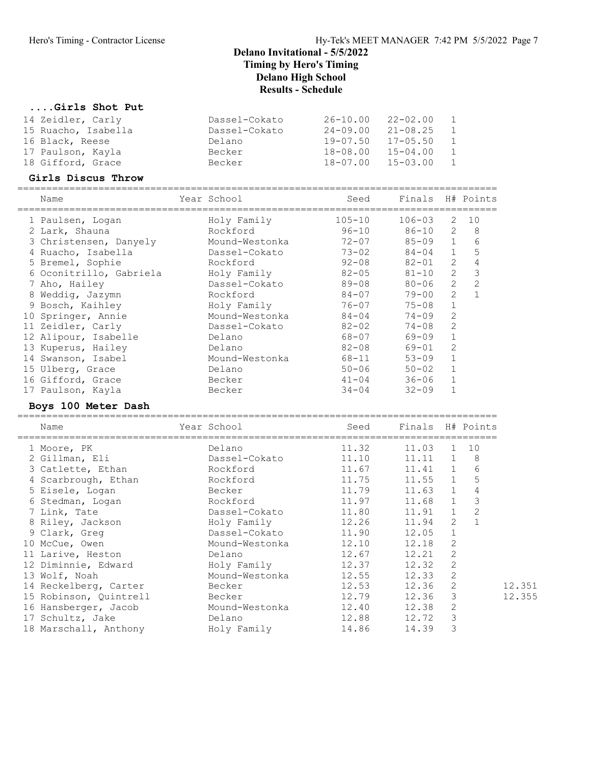# Delano Invitational - 5/5/2022
## Timing by Hero's Timing
## Delano High School
## Results - Schedule

### ....Girls Shot Put

| Name | Year School | Seed | Finals | H# | Points |
|---|---|---|---|---|---|
| 14 Zeidler, Carly | Dassel-Cokato | 26-10.00 | 22-02.00 | 1 | |
| 15 Ruacho, Isabella | Dassel-Cokato | 24-09.00 | 21-08.25 | 1 | |
| 16 Black, Reese | Delano | 19-07.50 | 17-05.50 | 1 | |
| 17 Paulson, Kayla | Becker | 18-08.00 | 15-04.00 | 1 | |
| 18 Gifford, Grace | Becker | 18-07.00 | 15-03.00 | 1 | |

### Girls Discus Throw

| Name | Year School | Seed | Finals | H# | Points |
|---|---|---|---|---|---|
| 1 Paulsen, Logan | Holy Family | 105-10 | 106-03 | 2 | 10 |
| 2 Lark, Shauna | Rockford | 96-10 | 86-10 | 2 | 8 |
| 3 Christensen, Danyely | Mound-Westonka | 72-07 | 85-09 | 1 | 6 |
| 4 Ruacho, Isabella | Dassel-Cokato | 73-02 | 84-04 | 1 | 5 |
| 5 Bremel, Sophie | Rockford | 92-08 | 82-01 | 2 | 4 |
| 6 Oconitrillo, Gabriela | Holy Family | 82-05 | 81-10 | 2 | 3 |
| 7 Aho, Hailey | Dassel-Cokato | 89-08 | 80-06 | 2 | 2 |
| 8 Weddig, Jazymn | Rockford | 84-07 | 79-00 | 2 | 1 |
| 9 Bosch, Kaihley | Holy Family | 76-07 | 75-08 | 1 | |
| 10 Springer, Annie | Mound-Westonka | 84-04 | 74-09 | 2 | |
| 11 Zeidler, Carly | Dassel-Cokato | 82-02 | 74-08 | 2 | |
| 12 Alipour, Isabelle | Delano | 68-07 | 69-09 | 1 | |
| 13 Kuperus, Hailey | Delano | 82-08 | 69-01 | 2 | |
| 14 Swanson, Isabel | Mound-Westonka | 68-11 | 53-09 | 1 | |
| 15 Ulberg, Grace | Delano | 50-06 | 50-02 | 1 | |
| 16 Gifford, Grace | Becker | 41-04 | 36-06 | 1 | |
| 17 Paulson, Kayla | Becker | 34-04 | 32-09 | 1 | |

### Boys 100 Meter Dash

| Name | Year School | Seed | Finals | H# | Points | |
|---|---|---|---|---|---|---|
| 1 Moore, PK | Delano | 11.32 | 11.03 | 1 | 10 | |
| 2 Gillman, Eli | Dassel-Cokato | 11.10 | 11.11 | 1 | 8 | |
| 3 Catlette, Ethan | Rockford | 11.67 | 11.41 | 1 | 6 | |
| 4 Scarbrough, Ethan | Rockford | 11.75 | 11.55 | 1 | 5 | |
| 5 Eisele, Logan | Becker | 11.79 | 11.63 | 1 | 4 | |
| 6 Stedman, Logan | Rockford | 11.97 | 11.68 | 1 | 3 | |
| 7 Link, Tate | Dassel-Cokato | 11.80 | 11.91 | 1 | 2 | |
| 8 Riley, Jackson | Holy Family | 12.26 | 11.94 | 2 | 1 | |
| 9 Clark, Greg | Dassel-Cokato | 11.90 | 12.05 | 1 | | |
| 10 McCue, Owen | Mound-Westonka | 12.10 | 12.18 | 2 | | |
| 11 Larive, Heston | Delano | 12.67 | 12.21 | 2 | | |
| 12 Diminnie, Edward | Holy Family | 12.37 | 12.32 | 2 | | |
| 13 Wolf, Noah | Mound-Westonka | 12.55 | 12.33 | 2 | | |
| 14 Reckelberg, Carter | Becker | 12.53 | 12.36 | 2 | | 12.351 |
| 15 Robinson, Quintrell | Becker | 12.79 | 12.36 | 3 | | 12.355 |
| 16 Hansberger, Jacob | Mound-Westonka | 12.40 | 12.38 | 2 | | |
| 17 Schultz, Jake | Delano | 12.88 | 12.72 | 3 | | |
| 18 Marschall, Anthony | Holy Family | 14.86 | 14.39 | 3 | | |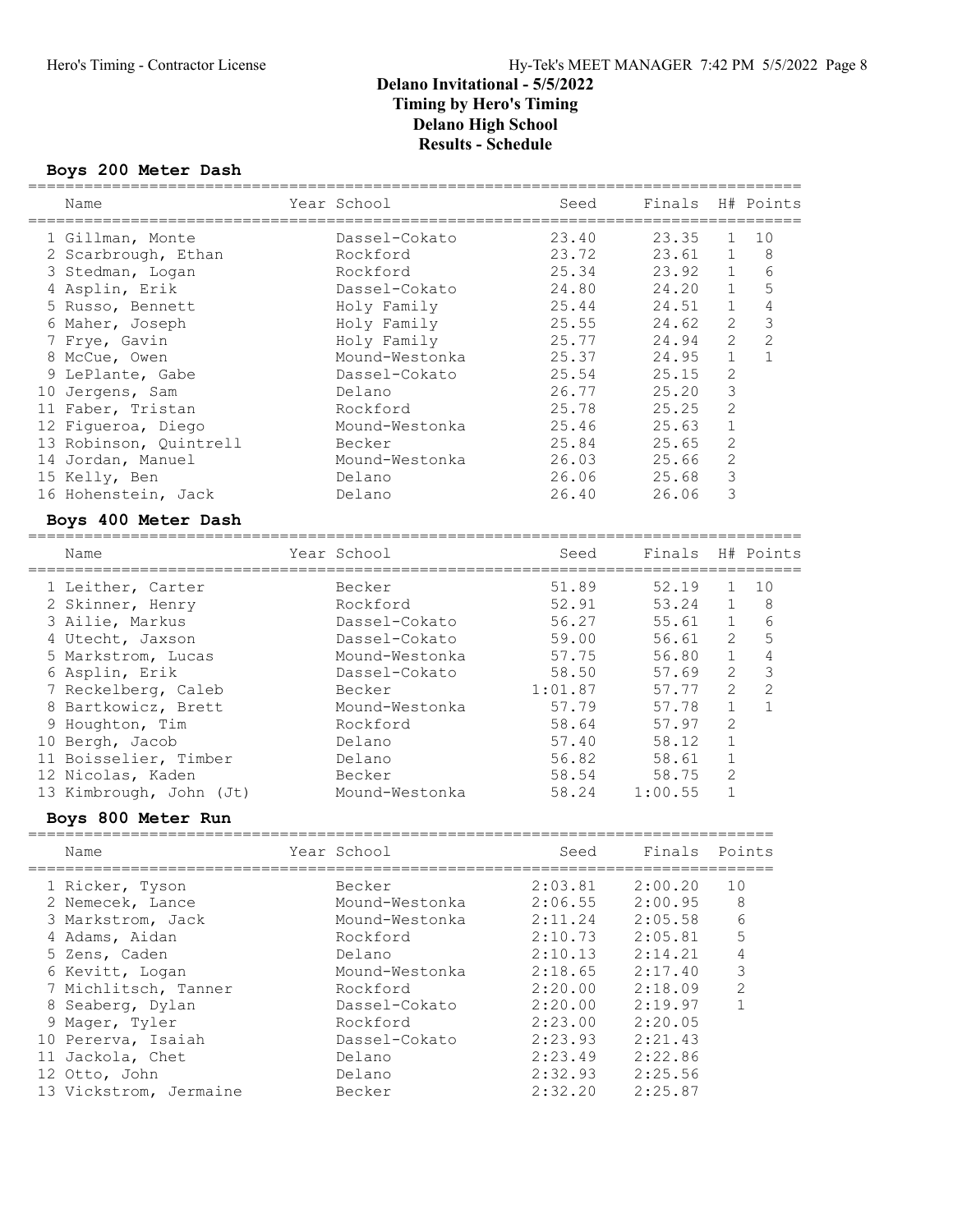# Delano Invitational - 5/5/2022
## Timing by Hero's Timing
## Delano High School
## Results - Schedule

### Boys 200 Meter Dash

| | Name | Year | School | Seed | Finals | H# | Points |
|---|---|---|---|---|---|---|---|
| 1 | Gillman, Monte | | Dassel-Cokato | 23.40 | 23.35 | 1 | 10 |
| 2 | Scarbrough, Ethan | | Rockford | 23.72 | 23.61 | 1 | 8 |
| 3 | Stedman, Logan | | Rockford | 25.34 | 23.92 | 1 | 6 |
| 4 | Asplin, Erik | | Dassel-Cokato | 24.80 | 24.20 | 1 | 5 |
| 5 | Russo, Bennett | | Holy Family | 25.44 | 24.51 | 1 | 4 |
| 6 | Maher, Joseph | | Holy Family | 25.55 | 24.62 | 2 | 3 |
| 7 | Frye, Gavin | | Holy Family | 25.77 | 24.94 | 2 | 2 |
| 8 | McCue, Owen | | Mound-Westonka | 25.37 | 24.95 | 1 | 1 |
| 9 | LePlante, Gabe | | Dassel-Cokato | 25.54 | 25.15 | 2 | |
| 10 | Jergens, Sam | | Delano | 26.77 | 25.20 | 3 | |
| 11 | Faber, Tristan | | Rockford | 25.78 | 25.25 | 2 | |
| 12 | Figueroa, Diego | | Mound-Westonka | 25.46 | 25.63 | 1 | |
| 13 | Robinson, Quintrell | | Becker | 25.84 | 25.65 | 2 | |
| 14 | Jordan, Manuel | | Mound-Westonka | 26.03 | 25.66 | 2 | |
| 15 | Kelly, Ben | | Delano | 26.06 | 25.68 | 3 | |
| 16 | Hohenstein, Jack | | Delano | 26.40 | 26.06 | 3 | |

### Boys 400 Meter Dash

| | Name | Year | School | Seed | Finals | H# | Points |
|---|---|---|---|---|---|---|---|
| 1 | Leither, Carter | | Becker | 51.89 | 52.19 | 1 | 10 |
| 2 | Skinner, Henry | | Rockford | 52.91 | 53.24 | 1 | 8 |
| 3 | Ailie, Markus | | Dassel-Cokato | 56.27 | 55.61 | 1 | 6 |
| 4 | Utecht, Jaxson | | Dassel-Cokato | 59.00 | 56.61 | 2 | 5 |
| 5 | Markstrom, Lucas | | Mound-Westonka | 57.75 | 56.80 | 1 | 4 |
| 6 | Asplin, Erik | | Dassel-Cokato | 58.50 | 57.69 | 2 | 3 |
| 7 | Reckelberg, Caleb | | Becker | 1:01.87 | 57.77 | 2 | 2 |
| 8 | Bartkowicz, Brett | | Mound-Westonka | 57.79 | 57.78 | 1 | 1 |
| 9 | Houghton, Tim | | Rockford | 58.64 | 57.97 | 2 | |
| 10 | Bergh, Jacob | | Delano | 57.40 | 58.12 | 1 | |
| 11 | Boisselier, Timber | | Delano | 56.82 | 58.61 | 1 | |
| 12 | Nicolas, Kaden | | Becker | 58.54 | 58.75 | 2 | |
| 13 | Kimbrough, John (Jt) | | Mound-Westonka | 58.24 | 1:00.55 | 1 | |

### Boys 800 Meter Run

| | Name | Year | School | Seed | Finals | Points |
|---|---|---|---|---|---|---|
| 1 | Ricker, Tyson | | Becker | 2:03.81 | 2:00.20 | 10 |
| 2 | Nemecek, Lance | | Mound-Westonka | 2:06.55 | 2:00.95 | 8 |
| 3 | Markstrom, Jack | | Mound-Westonka | 2:11.24 | 2:05.58 | 6 |
| 4 | Adams, Aidan | | Rockford | 2:10.73 | 2:05.81 | 5 |
| 5 | Zens, Caden | | Delano | 2:10.13 | 2:14.21 | 4 |
| 6 | Kevitt, Logan | | Mound-Westonka | 2:18.65 | 2:17.40 | 3 |
| 7 | Michlitsch, Tanner | | Rockford | 2:20.00 | 2:18.09 | 2 |
| 8 | Seaberg, Dylan | | Dassel-Cokato | 2:20.00 | 2:19.97 | 1 |
| 9 | Mager, Tyler | | Rockford | 2:23.00 | 2:20.05 | |
| 10 | Pererva, Isaiah | | Dassel-Cokato | 2:23.93 | 2:21.43 | |
| 11 | Jackola, Chet | | Delano | 2:23.49 | 2:22.86 | |
| 12 | Otto, John | | Delano | 2:32.93 | 2:25.56 | |
| 13 | Vickstrom, Jermaine | | Becker | 2:32.20 | 2:25.87 | |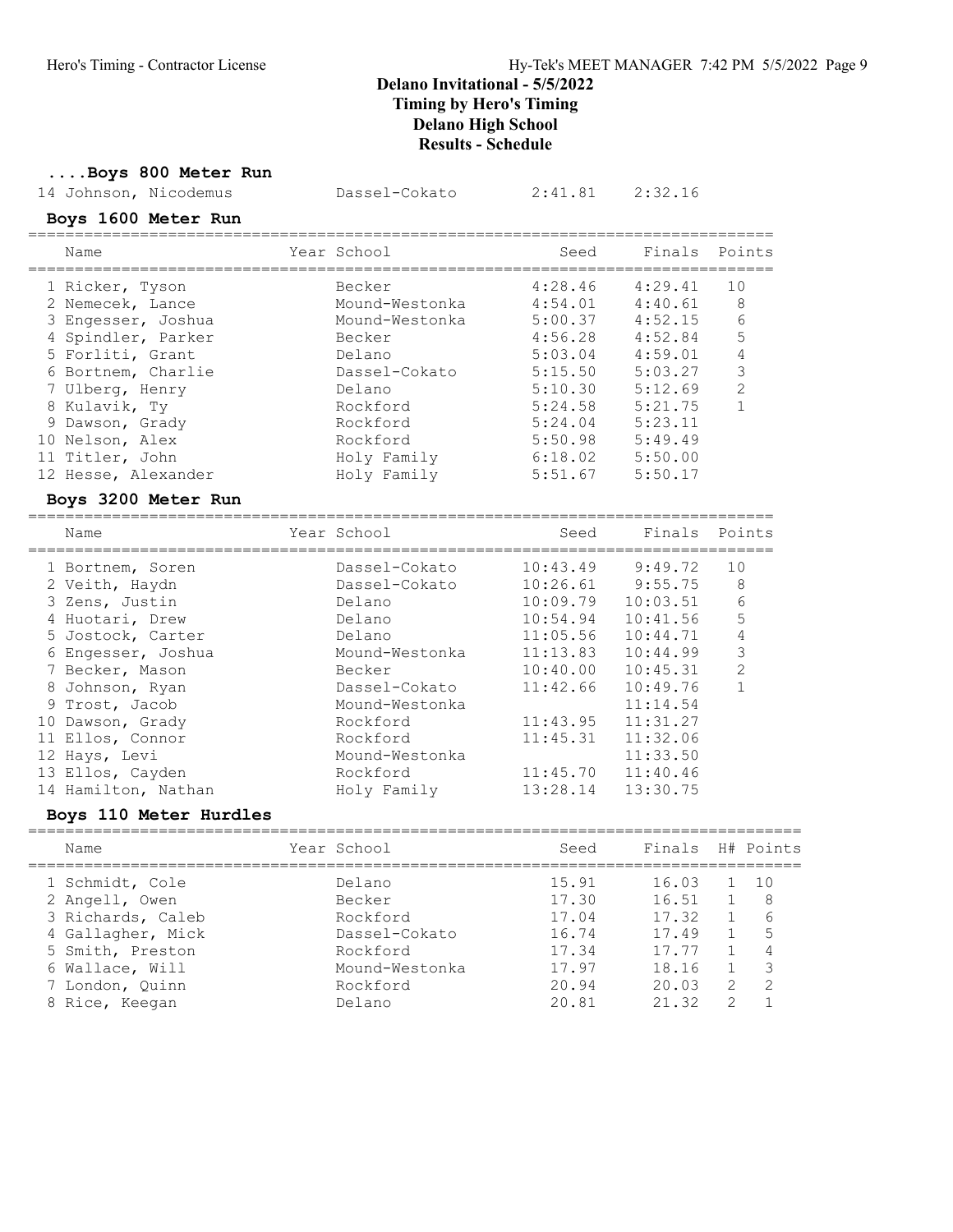# Delano Invitational - 5/5/2022

**Timing by Hero's Timing**

**Delano High School**

**Results - Schedule**

### ....Boys 800 Meter Run

| Name | Year | School | Seed | Finals | Points |
|---|---|---|---|---|---|
| 14 Johnson, Nicodemus | | Dassel-Cokato | 2:41.81 | 2:32.16 | |

### Boys 1600 Meter Run

| Name | Year | School | Seed | Finals | Points |
|---|---|---|---|---|---|
| 1 Ricker, Tyson | | Becker | 4:28.46 | 4:29.41 | 10 |
| 2 Nemecek, Lance | | Mound-Westonka | 4:54.01 | 4:40.61 | 8 |
| 3 Engesser, Joshua | | Mound-Westonka | 5:00.37 | 4:52.15 | 6 |
| 4 Spindler, Parker | | Becker | 4:56.28 | 4:52.84 | 5 |
| 5 Forliti, Grant | | Delano | 5:03.04 | 4:59.01 | 4 |
| 6 Bortnem, Charlie | | Dassel-Cokato | 5:15.50 | 5:03.27 | 3 |
| 7 Ulberg, Henry | | Delano | 5:10.30 | 5:12.69 | 2 |
| 8 Kulavik, Ty | | Rockford | 5:24.58 | 5:21.75 | 1 |
| 9 Dawson, Grady | | Rockford | 5:24.04 | 5:23.11 | |
| 10 Nelson, Alex | | Rockford | 5:50.98 | 5:49.49 | |
| 11 Titler, John | | Holy Family | 6:18.02 | 5:50.00 | |
| 12 Hesse, Alexander | | Holy Family | 5:51.67 | 5:50.17 | |

### Boys 3200 Meter Run

| Name | Year | School | Seed | Finals | Points |
|---|---|---|---|---|---|
| 1 Bortnem, Soren | | Dassel-Cokato | 10:43.49 | 9:49.72 | 10 |
| 2 Veith, Haydn | | Dassel-Cokato | 10:26.61 | 9:55.75 | 8 |
| 3 Zens, Justin | | Delano | 10:09.79 | 10:03.51 | 6 |
| 4 Huotari, Drew | | Delano | 10:54.94 | 10:41.56 | 5 |
| 5 Jostock, Carter | | Delano | 11:05.56 | 10:44.71 | 4 |
| 6 Engesser, Joshua | | Mound-Westonka | 11:13.83 | 10:44.99 | 3 |
| 7 Becker, Mason | | Becker | 10:40.00 | 10:45.31 | 2 |
| 8 Johnson, Ryan | | Dassel-Cokato | 11:42.66 | 10:49.76 | 1 |
| 9 Trost, Jacob | | Mound-Westonka | | 11:14.54 | |
| 10 Dawson, Grady | | Rockford | 11:43.95 | 11:31.27 | |
| 11 Ellos, Connor | | Rockford | 11:45.31 | 11:32.06 | |
| 12 Hays, Levi | | Mound-Westonka | | 11:33.50 | |
| 13 Ellos, Cayden | | Rockford | 11:45.70 | 11:40.46 | |
| 14 Hamilton, Nathan | | Holy Family | 13:28.14 | 13:30.75 | |

### Boys 110 Meter Hurdles

| Name | Year | School | Seed | Finals | H# | Points |
|---|---|---|---|---|---|---|
| 1 Schmidt, Cole | | Delano | 15.91 | 16.03 | 1 | 10 |
| 2 Angell, Owen | | Becker | 17.30 | 16.51 | 1 | 8 |
| 3 Richards, Caleb | | Rockford | 17.04 | 17.32 | 1 | 6 |
| 4 Gallagher, Mick | | Dassel-Cokato | 16.74 | 17.49 | 1 | 5 |
| 5 Smith, Preston | | Rockford | 17.34 | 17.77 | 1 | 4 |
| 6 Wallace, Will | | Mound-Westonka | 17.97 | 18.16 | 1 | 3 |
| 7 London, Quinn | | Rockford | 20.94 | 20.03 | 2 | 2 |
| 8 Rice, Keegan | | Delano | 20.81 | 21.32 | 2 | 1 |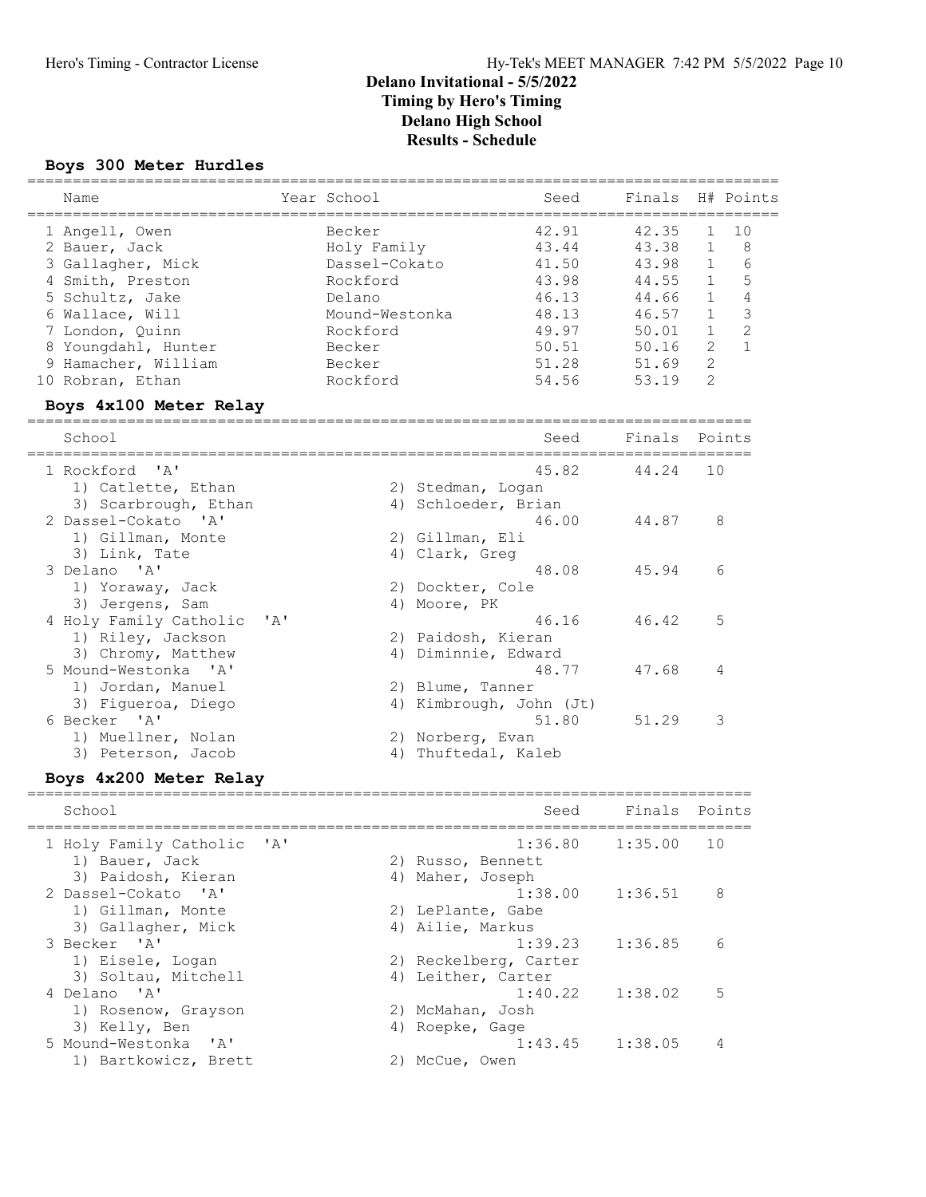# Delano Invitational - 5/5/2022
## Timing by Hero's Timing
## Delano High School
## Results - Schedule

### Boys 300 Meter Hurdles

| | Name | Year | School | Seed | Finals | H# | Points |
|---|---|---|---|---|---|---|---|
| 1 | Angell, Owen | | Becker | 42.91 | 42.35 | 1 | 10 |
| 2 | Bauer, Jack | | Holy Family | 43.44 | 43.38 | 1 | 8 |
| 3 | Gallagher, Mick | | Dassel-Cokato | 41.50 | 43.98 | 1 | 6 |
| 4 | Smith, Preston | | Rockford | 43.98 | 44.55 | 1 | 5 |
| 5 | Schultz, Jake | | Delano | 46.13 | 44.66 | 1 | 4 |
| 6 | Wallace, Will | | Mound-Westonka | 48.13 | 46.57 | 1 | 3 |
| 7 | London, Quinn | | Rockford | 49.97 | 50.01 | 1 | 2 |
| 8 | Youngdahl, Hunter | | Becker | 50.51 | 50.16 | 2 | 1 |
| 9 | Hamacher, William | | Becker | 51.28 | 51.69 | 2 | |
| 10 | Robran, Ethan | | Rockford | 54.56 | 53.19 | 2 | |

### Boys 4x100 Meter Relay

| | School | Seed | Finals | Points |
|---|---|---|---|---|
| 1 | Rockford 'A' | 45.82 | 44.24 | 10 |
| | 1) Catlette, Ethan; 2) Stedman, Logan; 3) Scarbrough, Ethan; 4) Schloeder, Brian | | | |
| 2 | Dassel-Cokato 'A' | 46.00 | 44.87 | 8 |
| | 1) Gillman, Monte; 2) Gillman, Eli; 3) Link, Tate; 4) Clark, Greg | | | |
| 3 | Delano 'A' | 48.08 | 45.94 | 6 |
| | 1) Yoraway, Jack; 2) Dockter, Cole; 3) Jergens, Sam; 4) Moore, PK | | | |
| 4 | Holy Family Catholic 'A' | 46.16 | 46.42 | 5 |
| | 1) Riley, Jackson; 2) Paidosh, Kieran; 3) Chromy, Matthew; 4) Diminnie, Edward | | | |
| 5 | Mound-Westonka 'A' | 48.77 | 47.68 | 4 |
| | 1) Jordan, Manuel; 2) Blume, Tanner; 3) Figueroa, Diego; 4) Kimbrough, John (Jt) | | | |
| 6 | Becker 'A' | 51.80 | 51.29 | 3 |
| | 1) Muellner, Nolan; 2) Norberg, Evan; 3) Peterson, Jacob; 4) Thuftedal, Kaleb | | | |

### Boys 4x200 Meter Relay

| | School | Seed | Finals | Points |
|---|---|---|---|---|
| 1 | Holy Family Catholic 'A' | 1:36.80 | 1:35.00 | 10 |
| | 1) Bauer, Jack; 2) Russo, Bennett; 3) Paidosh, Kieran; 4) Maher, Joseph | | | |
| 2 | Dassel-Cokato 'A' | 1:38.00 | 1:36.51 | 8 |
| | 1) Gillman, Monte; 2) LePlante, Gabe; 3) Gallagher, Mick; 4) Ailie, Markus | | | |
| 3 | Becker 'A' | 1:39.23 | 1:36.85 | 6 |
| | 1) Eisele, Logan; 2) Reckelberg, Carter; 3) Soltau, Mitchell; 4) Leither, Carter | | | |
| 4 | Delano 'A' | 1:40.22 | 1:38.02 | 5 |
| | 1) Rosenow, Grayson; 2) McMahan, Josh; 3) Kelly, Ben; 4) Roepke, Gage | | | |
| 5 | Mound-Westonka 'A' | 1:43.45 | 1:38.05 | 4 |
| | 1) Bartkowicz, Brett; 2) McCue, Owen | | | |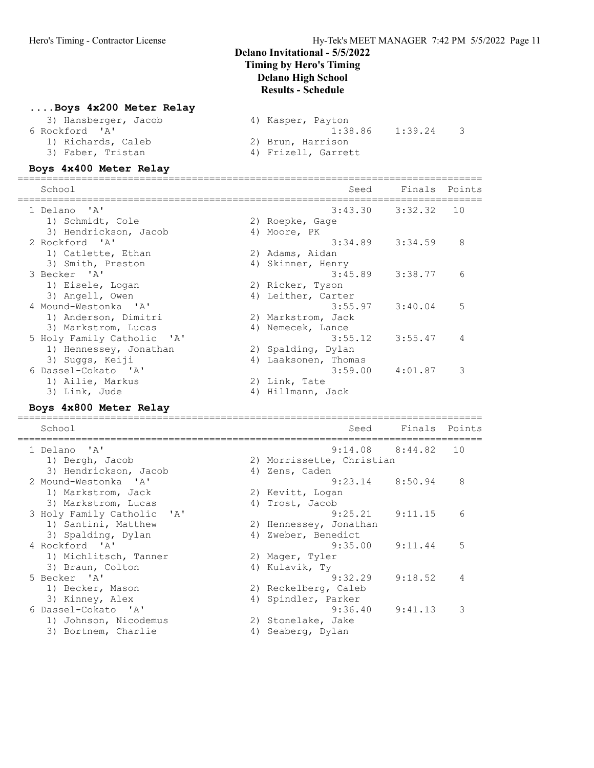## Delano Invitational - 5/5/2022
## Timing by Hero's Timing
## Delano High School
## Results - Schedule

### ....Boys 4x200 Meter Relay

| School | | Seed | Finals | Points |
|---|---|---|---|---|
| 3) Hansberger, Jacob | 4) Kasper, Payton | | | |
| 6 Rockford 'A' | | 1:38.86 | 1:39.24 | 3 |
| 1) Richards, Caleb | 2) Brun, Harrison | | | |
| 3) Faber, Tristan | 4) Frizell, Garrett | | | |

### Boys 4x400 Meter Relay

| School | | Seed | Finals | Points |
|---|---|---|---|---|
| 1 Delano 'A' | | 3:43.30 | 3:32.32 | 10 |
| 1) Schmidt, Cole | 2) Roepke, Gage | | | |
| 3) Hendrickson, Jacob | 4) Moore, PK | | | |
| 2 Rockford 'A' | | 3:34.89 | 3:34.59 | 8 |
| 1) Catlette, Ethan | 2) Adams, Aidan | | | |
| 3) Smith, Preston | 4) Skinner, Henry | | | |
| 3 Becker 'A' | | 3:45.89 | 3:38.77 | 6 |
| 1) Eisele, Logan | 2) Ricker, Tyson | | | |
| 3) Angell, Owen | 4) Leither, Carter | | | |
| 4 Mound-Westonka 'A' | | 3:55.97 | 3:40.04 | 5 |
| 1) Anderson, Dimitri | 2) Markstrom, Jack | | | |
| 3) Markstrom, Lucas | 4) Nemecek, Lance | | | |
| 5 Holy Family Catholic 'A' | | 3:55.12 | 3:55.47 | 4 |
| 1) Hennessey, Jonathan | 2) Spalding, Dylan | | | |
| 3) Suggs, Keiji | 4) Laaksonen, Thomas | | | |
| 6 Dassel-Cokato 'A' | | 3:59.00 | 4:01.87 | 3 |
| 1) Ailie, Markus | 2) Link, Tate | | | |
| 3) Link, Jude | 4) Hillmann, Jack | | | |

### Boys 4x800 Meter Relay

| School | | Seed | Finals | Points |
|---|---|---|---|---|
| 1 Delano 'A' | | 9:14.08 | 8:44.82 | 10 |
| 1) Bergh, Jacob | 2) Morrissette, Christian | | | |
| 3) Hendrickson, Jacob | 4) Zens, Caden | | | |
| 2 Mound-Westonka 'A' | | 9:23.14 | 8:50.94 | 8 |
| 1) Markstrom, Jack | 2) Kevitt, Logan | | | |
| 3) Markstrom, Lucas | 4) Trost, Jacob | | | |
| 3 Holy Family Catholic 'A' | | 9:25.21 | 9:11.15 | 6 |
| 1) Santini, Matthew | 2) Hennessey, Jonathan | | | |
| 3) Spalding, Dylan | 4) Zweber, Benedict | | | |
| 4 Rockford 'A' | | 9:35.00 | 9:11.44 | 5 |
| 1) Michlitsch, Tanner | 2) Mager, Tyler | | | |
| 3) Braun, Colton | 4) Kulavik, Ty | | | |
| 5 Becker 'A' | | 9:32.29 | 9:18.52 | 4 |
| 1) Becker, Mason | 2) Reckelberg, Caleb | | | |
| 3) Kinney, Alex | 4) Spindler, Parker | | | |
| 6 Dassel-Cokato 'A' | | 9:36.40 | 9:41.13 | 3 |
| 1) Johnson, Nicodemus | 2) Stonelake, Jake | | | |
| 3) Bortnem, Charlie | 4) Seaberg, Dylan | | | |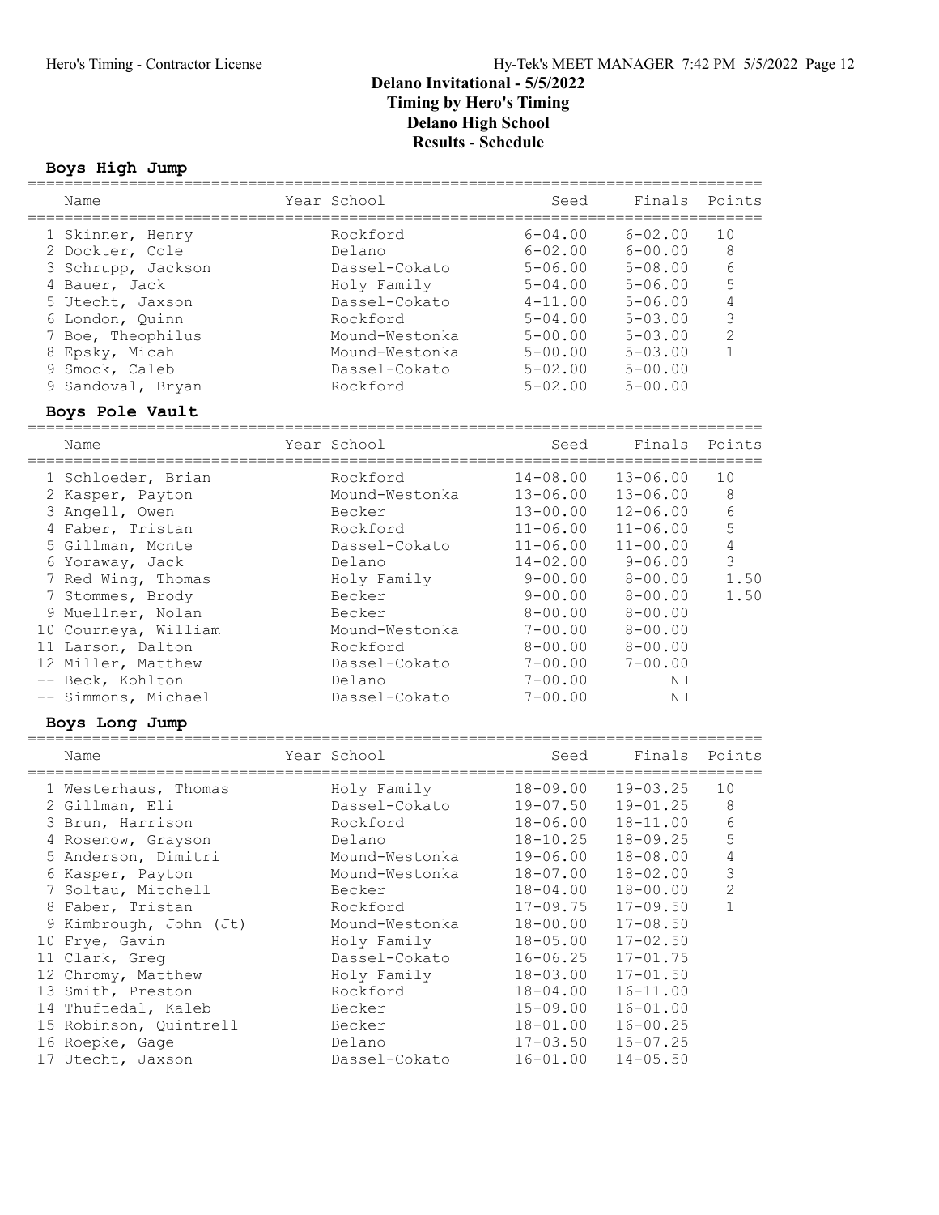# Delano Invitational - 5/5/2022

## Timing by Hero's Timing

## Delano High School

## Results - Schedule

### Boys High Jump

| | Name | Year | School | Seed | Finals | Points |
|---|---|---|---|---|---|---|
| 1 | Skinner, Henry | | Rockford | 6-04.00 | 6-02.00 | 10 |
| 2 | Dockter, Cole | | Delano | 6-02.00 | 6-00.00 | 8 |
| 3 | Schrupp, Jackson | | Dassel-Cokato | 5-06.00 | 5-08.00 | 6 |
| 4 | Bauer, Jack | | Holy Family | 5-04.00 | 5-06.00 | 5 |
| 5 | Utecht, Jaxson | | Dassel-Cokato | 4-11.00 | 5-06.00 | 4 |
| 6 | London, Quinn | | Rockford | 5-04.00 | 5-03.00 | 3 |
| 7 | Boe, Theophilus | | Mound-Westonka | 5-00.00 | 5-03.00 | 2 |
| 8 | Epsky, Micah | | Mound-Westonka | 5-00.00 | 5-03.00 | 1 |
| 9 | Smock, Caleb | | Dassel-Cokato | 5-02.00 | 5-00.00 | |
| 9 | Sandoval, Bryan | | Rockford | 5-02.00 | 5-00.00 | |

### Boys Pole Vault

| | Name | Year | School | Seed | Finals | Points |
|---|---|---|---|---|---|---|
| 1 | Schloeder, Brian | | Rockford | 14-08.00 | 13-06.00 | 10 |
| 2 | Kasper, Payton | | Mound-Westonka | 13-06.00 | 13-06.00 | 8 |
| 3 | Angell, Owen | | Becker | 13-00.00 | 12-06.00 | 6 |
| 4 | Faber, Tristan | | Rockford | 11-06.00 | 11-06.00 | 5 |
| 5 | Gillman, Monte | | Dassel-Cokato | 11-06.00 | 11-00.00 | 4 |
| 6 | Yoraway, Jack | | Delano | 14-02.00 | 9-06.00 | 3 |
| 7 | Red Wing, Thomas | | Holy Family | 9-00.00 | 8-00.00 | 1.50 |
| 7 | Stommes, Brody | | Becker | 9-00.00 | 8-00.00 | 1.50 |
| 9 | Muellner, Nolan | | Becker | 8-00.00 | 8-00.00 | |
| 10 | Courneya, William | | Mound-Westonka | 7-00.00 | 8-00.00 | |
| 11 | Larson, Dalton | | Rockford | 8-00.00 | 8-00.00 | |
| 12 | Miller, Matthew | | Dassel-Cokato | 7-00.00 | 7-00.00 | |
| -- | Beck, Kohlton | | Delano | 7-00.00 | NH | |
| -- | Simmons, Michael | | Dassel-Cokato | 7-00.00 | NH | |

### Boys Long Jump

| | Name | Year | School | Seed | Finals | Points |
|---|---|---|---|---|---|---|
| 1 | Westerhaus, Thomas | | Holy Family | 18-09.00 | 19-03.25 | 10 |
| 2 | Gillman, Eli | | Dassel-Cokato | 19-07.50 | 19-01.25 | 8 |
| 3 | Brun, Harrison | | Rockford | 18-06.00 | 18-11.00 | 6 |
| 4 | Rosenow, Grayson | | Delano | 18-10.25 | 18-09.25 | 5 |
| 5 | Anderson, Dimitri | | Mound-Westonka | 19-06.00 | 18-08.00 | 4 |
| 6 | Kasper, Payton | | Mound-Westonka | 18-07.00 | 18-02.00 | 3 |
| 7 | Soltau, Mitchell | | Becker | 18-04.00 | 18-00.00 | 2 |
| 8 | Faber, Tristan | | Rockford | 17-09.75 | 17-09.50 | 1 |
| 9 | Kimbrough, John (Jt) | | Mound-Westonka | 18-00.00 | 17-08.50 | |
| 10 | Frye, Gavin | | Holy Family | 18-05.00 | 17-02.50 | |
| 11 | Clark, Greg | | Dassel-Cokato | 16-06.25 | 17-01.75 | |
| 12 | Chromy, Matthew | | Holy Family | 18-03.00 | 17-01.50 | |
| 13 | Smith, Preston | | Rockford | 18-04.00 | 16-11.00 | |
| 14 | Thuftedal, Kaleb | | Becker | 15-09.00 | 16-01.00 | |
| 15 | Robinson, Quintrell | | Becker | 18-01.00 | 16-00.25 | |
| 16 | Roepke, Gage | | Delano | 17-03.50 | 15-07.25 | |
| 17 | Utecht, Jaxson | | Dassel-Cokato | 16-01.00 | 14-05.50 | |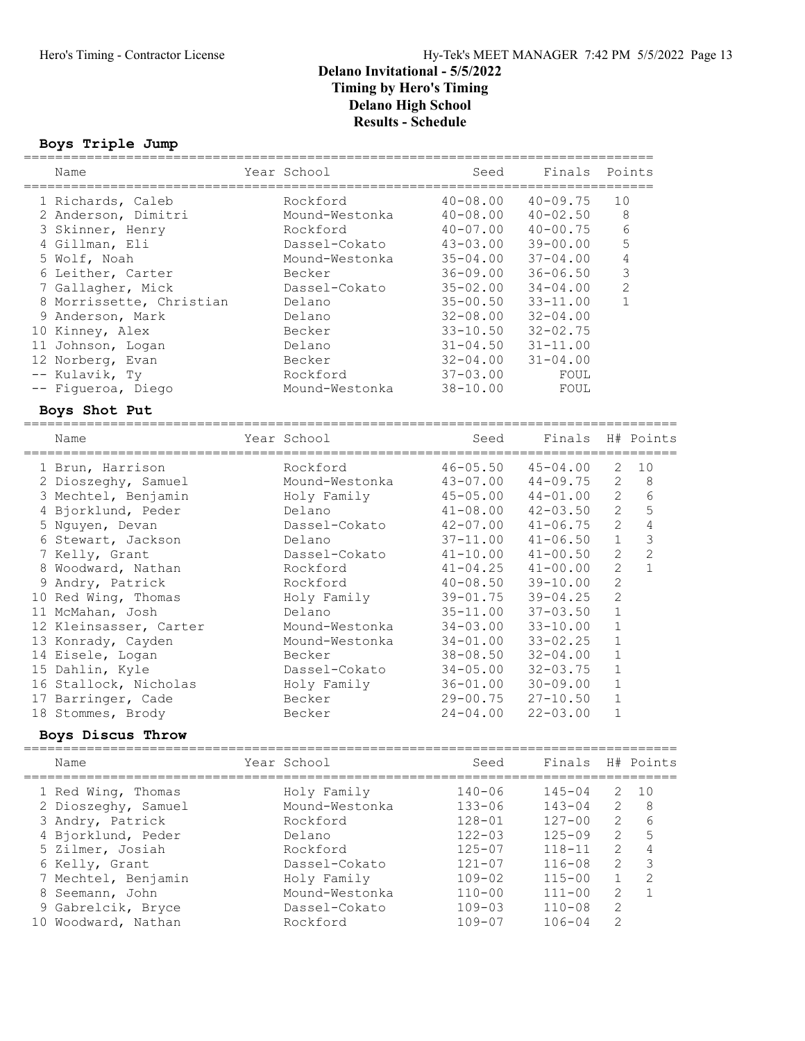# Delano Invitational - 5/5/2022
## Timing by Hero's Timing
## Delano High School
## Results - Schedule

### Boys Triple Jump

| | Name | Year | School | Seed | Finals | Points |
|---|---|---|---|---|---|---|
| 1 | Richards, Caleb | | Rockford | 40-08.00 | 40-09.75 | 10 |
| 2 | Anderson, Dimitri | | Mound-Westonka | 40-08.00 | 40-02.50 | 8 |
| 3 | Skinner, Henry | | Rockford | 40-07.00 | 40-00.75 | 6 |
| 4 | Gillman, Eli | | Dassel-Cokato | 43-03.00 | 39-00.00 | 5 |
| 5 | Wolf, Noah | | Mound-Westonka | 35-04.00 | 37-04.00 | 4 |
| 6 | Leither, Carter | | Becker | 36-09.00 | 36-06.50 | 3 |
| 7 | Gallagher, Mick | | Dassel-Cokato | 35-02.00 | 34-04.00 | 2 |
| 8 | Morrissette, Christian | | Delano | 35-00.50 | 33-11.00 | 1 |
| 9 | Anderson, Mark | | Delano | 32-08.00 | 32-04.00 | |
| 10 | Kinney, Alex | | Becker | 33-10.50 | 32-02.75 | |
| 11 | Johnson, Logan | | Delano | 31-04.50 | 31-11.00 | |
| 12 | Norberg, Evan | | Becker | 32-04.00 | 31-04.00 | |
| -- | Kulavik, Ty | | Rockford | 37-03.00 | FOUL | |
| -- | Figueroa, Diego | | Mound-Westonka | 38-10.00 | FOUL | |

### Boys Shot Put

| | Name | Year | School | Seed | Finals | H# | Points |
|---|---|---|---|---|---|---|---|
| 1 | Brun, Harrison | | Rockford | 46-05.50 | 45-04.00 | 2 | 10 |
| 2 | Dioszeghy, Samuel | | Mound-Westonka | 43-07.00 | 44-09.75 | 2 | 8 |
| 3 | Mechtel, Benjamin | | Holy Family | 45-05.00 | 44-01.00 | 2 | 6 |
| 4 | Bjorklund, Peder | | Delano | 41-08.00 | 42-03.50 | 2 | 5 |
| 5 | Nguyen, Devan | | Dassel-Cokato | 42-07.00 | 41-06.75 | 2 | 4 |
| 6 | Stewart, Jackson | | Delano | 37-11.00 | 41-06.50 | 1 | 3 |
| 7 | Kelly, Grant | | Dassel-Cokato | 41-10.00 | 41-00.50 | 2 | 2 |
| 8 | Woodward, Nathan | | Rockford | 41-04.25 | 41-00.00 | 2 | 1 |
| 9 | Andry, Patrick | | Rockford | 40-08.50 | 39-10.00 | 2 | |
| 10 | Red Wing, Thomas | | Holy Family | 39-01.75 | 39-04.25 | 2 | |
| 11 | McMahan, Josh | | Delano | 35-11.00 | 37-03.50 | 1 | |
| 12 | Kleinsasser, Carter | | Mound-Westonka | 34-03.00 | 33-10.00 | 1 | |
| 13 | Konrady, Cayden | | Mound-Westonka | 34-01.00 | 33-02.25 | 1 | |
| 14 | Eisele, Logan | | Becker | 38-08.50 | 32-04.00 | 1 | |
| 15 | Dahlin, Kyle | | Dassel-Cokato | 34-05.00 | 32-03.75 | 1 | |
| 16 | Stallock, Nicholas | | Holy Family | 36-01.00 | 30-09.00 | 1 | |
| 17 | Barringer, Cade | | Becker | 29-00.75 | 27-10.50 | 1 | |
| 18 | Stommes, Brody | | Becker | 24-04.00 | 22-03.00 | 1 | |

### Boys Discus Throw

| | Name | Year | School | Seed | Finals | H# | Points |
|---|---|---|---|---|---|---|---|
| 1 | Red Wing, Thomas | | Holy Family | 140-06 | 145-04 | 2 | 10 |
| 2 | Dioszeghy, Samuel | | Mound-Westonka | 133-06 | 143-04 | 2 | 8 |
| 3 | Andry, Patrick | | Rockford | 128-01 | 127-00 | 2 | 6 |
| 4 | Bjorklund, Peder | | Delano | 122-03 | 125-09 | 2 | 5 |
| 5 | Zilmer, Josiah | | Rockford | 125-07 | 118-11 | 2 | 4 |
| 6 | Kelly, Grant | | Dassel-Cokato | 121-07 | 116-08 | 2 | 3 |
| 7 | Mechtel, Benjamin | | Holy Family | 109-02 | 115-00 | 1 | 2 |
| 8 | Seemann, John | | Mound-Westonka | 110-00 | 111-00 | 2 | 1 |
| 9 | Gabrelcik, Bryce | | Dassel-Cokato | 109-03 | 110-08 | 2 | |
| 10 | Woodward, Nathan | | Rockford | 109-07 | 106-04 | 2 | |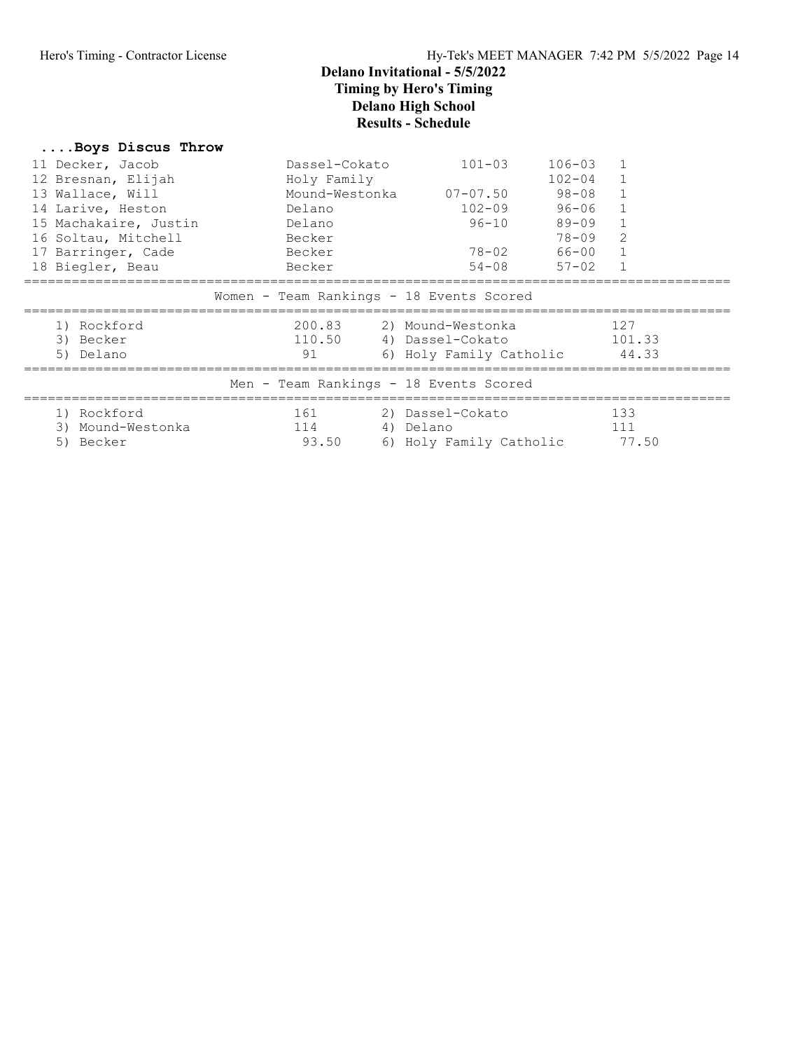# Delano Invitational - 5/5/2022
## Timing by Hero's Timing
## Delano High School
## Results - Schedule

### ....Boys Discus Throw

| | | | | | |
|---|---|---|---|---|---|
| 11 | Decker, Jacob | Dassel-Cokato | 101-03 | 106-03 | 1 |
| 12 | Bresnan, Elijah | Holy Family | | 102-04 | 1 |
| 13 | Wallace, Will | Mound-Westonka | 07-07.50 | 98-08 | 1 |
| 14 | Larive, Heston | Delano | 102-09 | 96-06 | 1 |
| 15 | Machakaire, Justin | Delano | 96-10 | 89-09 | 1 |
| 16 | Soltau, Mitchell | Becker | | 78-09 | 2 |
| 17 | Barringer, Cade | Becker | 78-02 | 66-00 | 1 |
| 18 | Biegler, Beau | Becker | 54-08 | 57-02 | 1 |

### Women - Team Rankings - 18 Events Scored

| | | | |
|---|---|---|---|
| 1) Rockford | 200.83 | 2) Mound-Westonka | 127 |
| 3) Becker | 110.50 | 4) Dassel-Cokato | 101.33 |
| 5) Delano | 91 | 6) Holy Family Catholic | 44.33 |

### Men - Team Rankings - 18 Events Scored

| | | | |
|---|---|---|---|
| 1) Rockford | 161 | 2) Dassel-Cokato | 133 |
| 3) Mound-Westonka | 114 | 4) Delano | 111 |
| 5) Becker | 93.50 | 6) Holy Family Catholic | 77.50 |